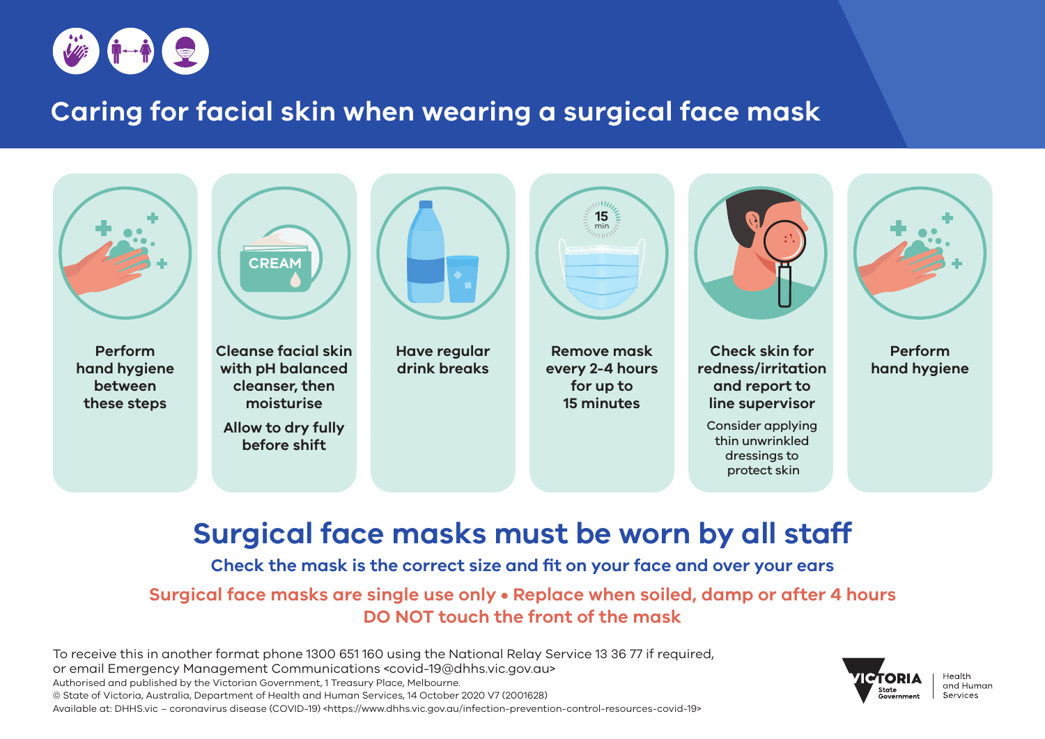# Caring for facial skin when wearing a surgical face mask

1. **Perform hand hygiene between these steps**
2. **Cleanse facial skin with pH balanced cleanser, then moisturise**
   **Allow to dry fully before shift**
3. **Have regular drink breaks**
4. **Remove mask every 2-4 hours for up to 15 minutes**
5. **Check skin for redness/irritation and report to line supervisor**
   Consider applying thin unwrinkled dressings to protect skin
6. **Perform hand hygiene**

## Surgical face masks must be worn by all staff

**Check the mask is the correct size and fit on your face and over your ears**

**Surgical face masks are single use only • Replace when soiled, damp or after 4 hours**

**DO NOT touch the front of the mask**

To receive this in another format phone 1300 651 160 using the National Relay Service 13 36 77 if required, or email Emergency Management Communications <covid-19@dhhs.vic.gov.au>

Authorised and published by the Victorian Government, 1 Treasury Place, Melbourne.

© State of Victoria, Australia, Department of Health and Human Services, 14 October 2020 V7 (2001628)

Available at: DHHS.vic – coronavirus disease (COVID-19) <https://www.dhhs.vic.gov.au/infection-prevention-control-resources-covid-19>

VICTORIA State Government | Health and Human Services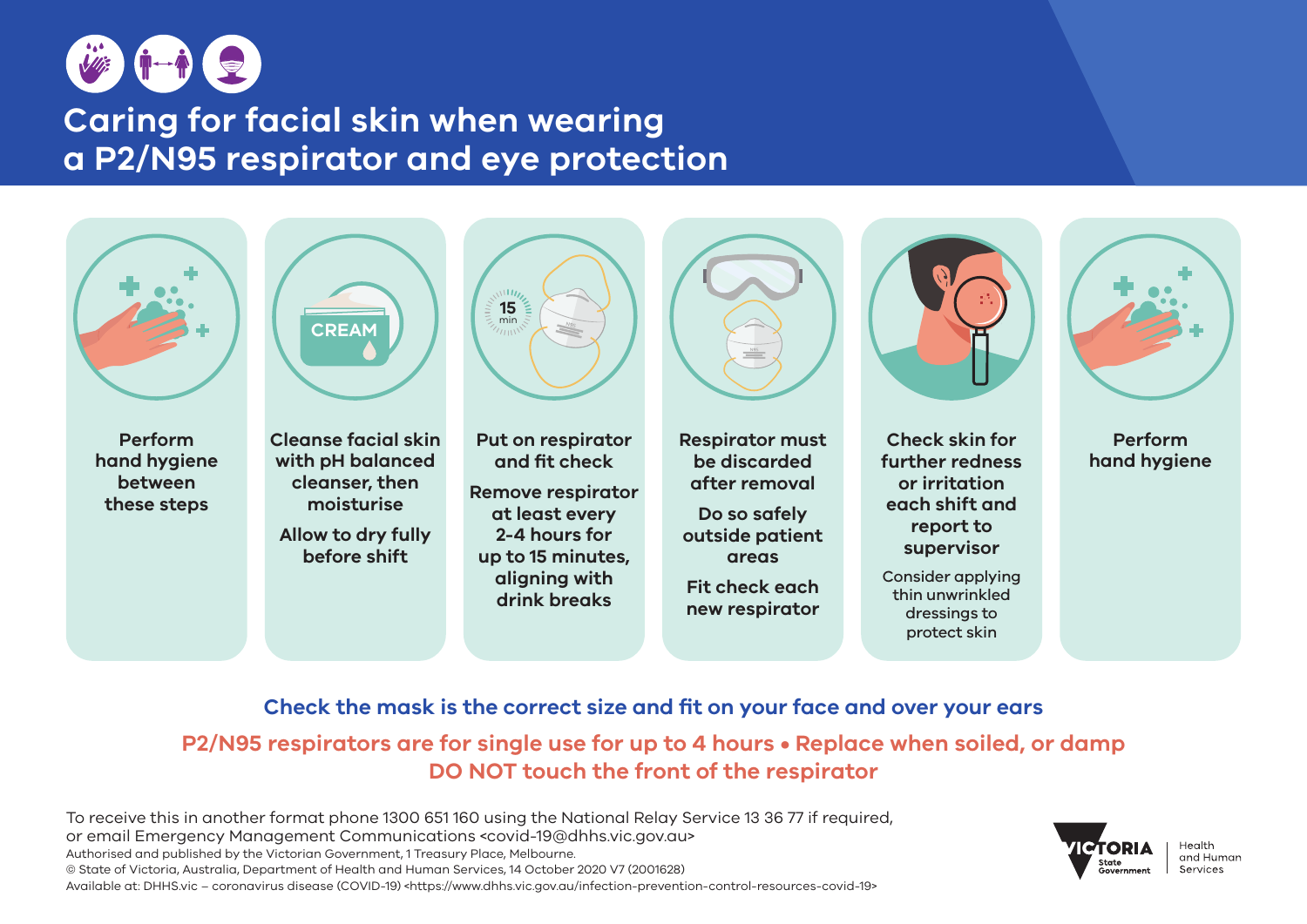# Caring for facial skin when wearing a P2/N95 respirator and eye protection

**Perform hand hygiene between these steps**

**Cleanse facial skin with pH balanced cleanser, then moisturise**

**Allow to dry fully before shift**

**Put on respirator and fit check**

**Remove respirator at least every 2-4 hours for up to 15 minutes, aligning with drink breaks**

**Respirator must be discarded after removal**

**Do so safely outside patient areas**

**Fit check each new respirator**

**Check skin for further redness or irritation each shift and report to supervisor**

Consider applying thin unwrinkled dressings to protect skin

**Perform hand hygiene**

**Check the mask is the correct size and fit on your face and over your ears**

**P2/N95 respirators are for single use for up to 4 hours • Replace when soiled, or damp**

**DO NOT touch the front of the respirator**

To receive this in another format phone 1300 651 160 using the National Relay Service 13 36 77 if required, or email Emergency Management Communications <covid-19@dhhs.vic.gov.au>

Authorised and published by the Victorian Government, 1 Treasury Place, Melbourne.

© State of Victoria, Australia, Department of Health and Human Services, 14 October 2020 V7 (2001628)

Available at: DHHS.vic – coronavirus disease (COVID-19) <https://www.dhhs.vic.gov.au/infection-prevention-control-resources-covid-19>

VICTORIA State Government | Health and Human Services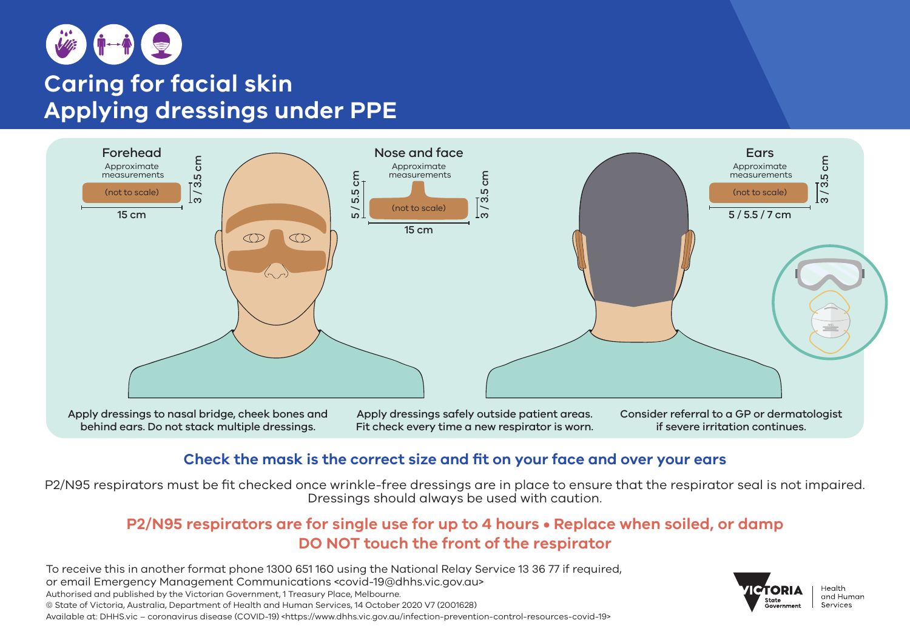# Caring for facial skin
# Applying dressings under PPE

**Forehead**
Approximate measurements
(not to scale)
3 / 3.5 cm
15 cm

**Nose and face**
Approximate measurements
(not to scale)
5 / 5.5 cm
3 / 3.5 cm
15 cm

**Ears**
Approximate measurements
(not to scale)
3 / 3.5 cm
5 / 5.5 / 7 cm

Apply dressings to nasal bridge, cheek bones and behind ears. Do not stack multiple dressings.

Apply dressings safely outside patient areas. Fit check every time a new respirator is worn.

Consider referral to a GP or dermatologist if severe irritation continues.

## Check the mask is the correct size and fit on your face and over your ears

P2/N95 respirators must be fit checked once wrinkle-free dressings are in place to ensure that the respirator seal is not impaired. Dressings should always be used with caution.

**P2/N95 respirators are for single use for up to 4 hours • Replace when soiled, or damp**
**DO NOT touch the front of the respirator**

To receive this in another format phone 1300 651 160 using the National Relay Service 13 36 77 if required, or email Emergency Management Communications <covid-19@dhhs.vic.gov.au>
Authorised and published by the Victorian Government, 1 Treasury Place, Melbourne.
© State of Victoria, Australia, Department of Health and Human Services, 14 October 2020 V7 (2001628)
Available at: DHHS.vic – coronavirus disease (COVID-19) <https://www.dhhs.vic.gov.au/infection-prevention-control-resources-covid-19>

VICTORIA State Government | Health and Human Services